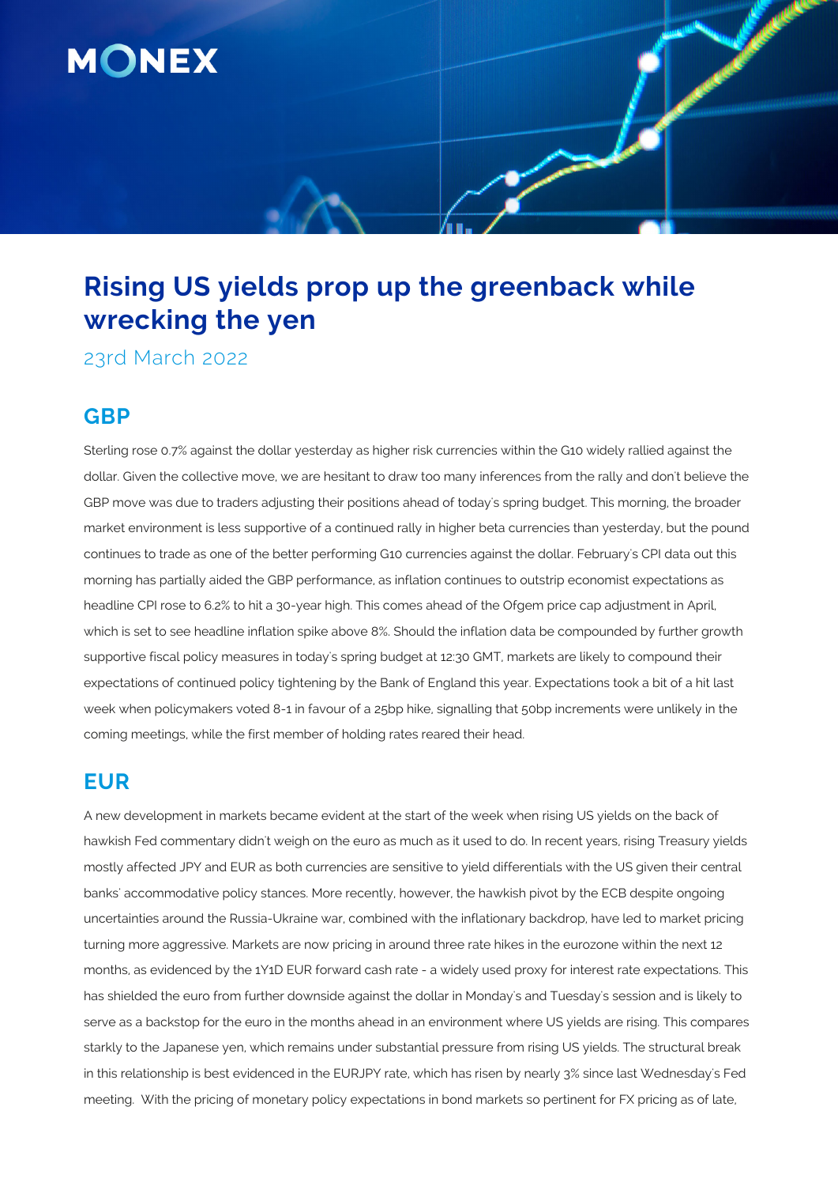# Rising US yields prop up the greenback while wrecking the yen

23rd March 2022

## GBP

Sterling rose 0.7% against the dollar yesterday as higher risk currencies within the G10 widely rallied against the dollar. Given the collective move, we are hesitant to draw too many inferences from the rally and don't believe the GBP move was due to traders adjusting their positions ahead of today's spring budget. This morning, the broader market environment is less supportive of a continued rally in higher beta currencies than yesterday, but the pound continues to trade as one of the better performing G10 currencies against the dollar. February's CPI data out this morning has partially aided the GBP performance, as inflation continues to outstrip economist expectations as headline CPI rose to 6.2% to hit a 30-year high. This comes ahead of the Ofgem price cap adjustment in April, which is set to see headline inflation spike above 8%. Should the inflation data be compounded by further growth supportive fiscal policy measures in today's spring budget at 12:30 GMT, markets are likely to compound their expectations of continued policy tightening by the Bank of England this year. Expectations took a bit of a hit last week when policymakers voted 8-1 in favour of a 25bp hike, signalling that 50bp increments were unlikely in the coming meetings, while the first member of holding rates reared their head.

## EUR

A new development in markets became evident at the start of the week when rising US yields on the back of hawkish Fed commentary didn't weigh on the euro as much as it used to do. In recent years, rising Treasury yields mostly affected JPY and EUR as both currencies are sensitive to yield differentials with the US given their central banks' accommodative policy stances. More recently, however, the hawkish pivot by the ECB despite ongoing uncertainties around the Russia-Ukraine war, combined with the inflationary backdrop, have led to market pricing turning more aggressive. Markets are now pricing in around three rate hikes in the eurozone within the next 12 months, as evidenced by the 1Y1D EUR forward cash rate - a widely used proxy for interest rate expectations. This has shielded the euro from further downside against the dollar in Monday's and Tuesday's session and is likely to serve as a backstop for the euro in the months ahead in an environment where US yields are rising. This compares starkly to the Japanese yen, which remains under substantial pressure from rising US yields. The structural break in this relationship is best evidenced in the EURJPY rate, which has risen by nearly 3% since last Wednesday's Fed meeting. With the pricing of monetary policy expectations in bond markets so pertinent for FX pricing as of late,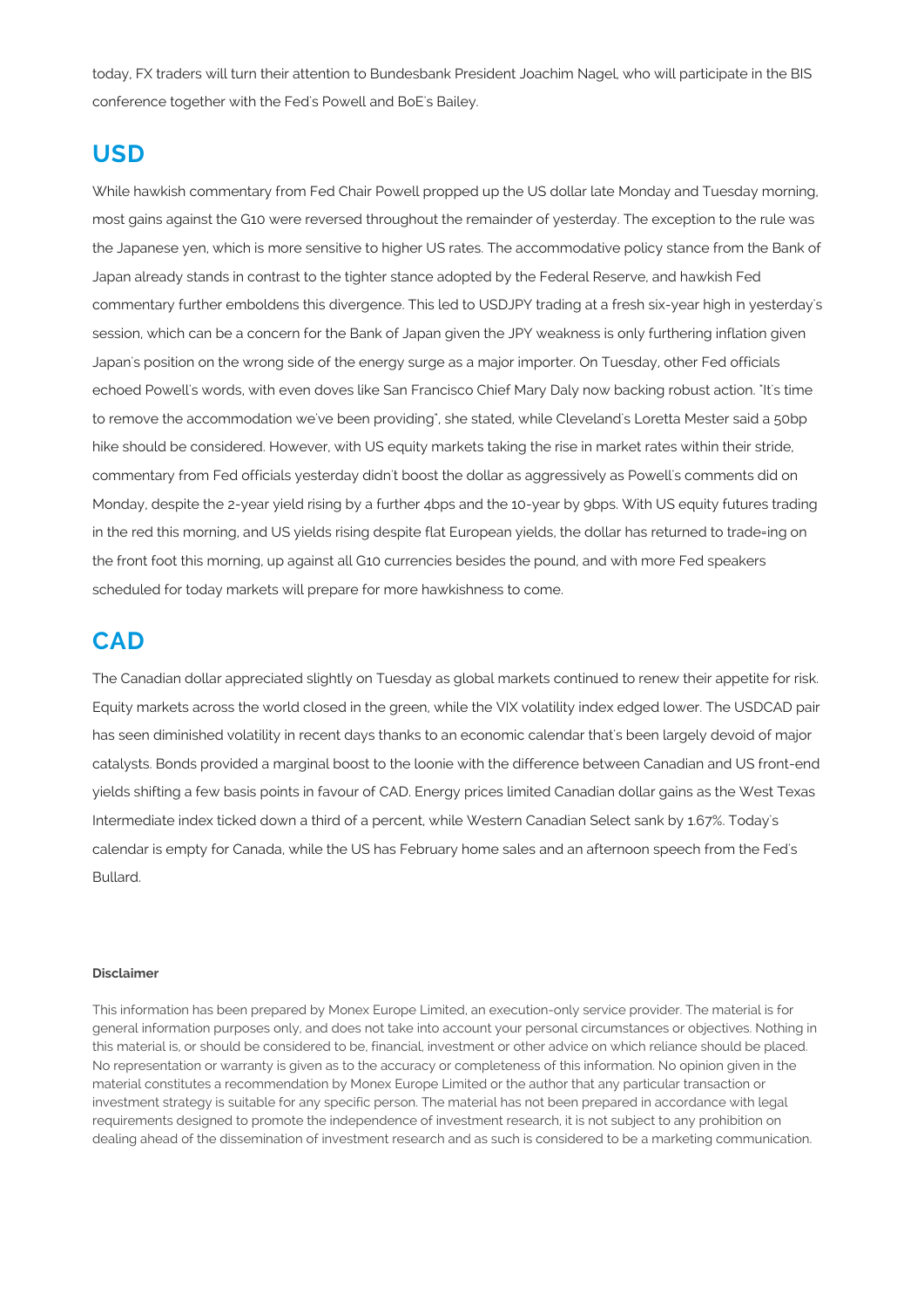today, FX traders will turn their attention to Bundesbank President Joachim Nagel, who will participate in the BIS conference together with the Fed's Powell and BoE's Bailey.

## USD

While hawkish commentary from Fed Chair Powell propped up the US dollar late Monday and Tuesday morning, most gains against the G10 were reversed throughout the remainder of yesterday. The exception to the rule was the Japanese yen, which is more sensitive to higher US rates. The accommodative policy stance from the Bank of Japan already stands in contrast to the tighter stance adopted by the Federal Reserve, and hawkish Fed commentary further emboldens this divergence. This led to USDJPY trading at a fresh six-year high in yesterday's session, which can be a concern for the Bank of Japan given the JPY weakness is only furthering inflation given Japan's position on the wrong side of the energy surge as a major importer. On Tuesday, other Fed officials echoed Powell's words, with even doves like San Francisco Chief Mary Daly now backing robust action. "It's time to remove the accommodation we've been providing", she stated, while Cleveland's Loretta Mester said a 50bp hike should be considered. However, with US equity markets taking the rise in market rates within their stride, commentary from Fed officials yesterday didn't boost the dollar as aggressively as Powell's comments did on Monday, despite the 2-year yield rising by a further 4bps and the 10-year by 9bps. With US equity futures trading in the red this morning, and US yields rising despite flat European yields, the dollar has returned to trade=ing on the front foot this morning, up against all G10 currencies besides the pound, and with more Fed speakers scheduled for today markets will prepare for more hawkishness to come.

## CAD

The Canadian dollar appreciated slightly on Tuesday as global markets continued to renew their appetite for risk. Equity markets across the world closed in the green, while the VIX volatility index edged lower. The USDCAD pair has seen diminished volatility in recent days thanks to an economic calendar that's been largely devoid of major catalysts. Bonds provided a marginal boost to the loonie with the difference between Canadian and US front-end yields shifting a few basis points in favour of CAD. Energy prices limited Canadian dollar gains as the West Texas Intermediate index ticked down a third of a percent, while Western Canadian Select sank by 1.67%. Today's calendar is empty for Canada, while the US has February home sales and an afternoon speech from the Fed's Bullard.

**Disclaimer**

This information has been prepared by Monex Europe Limited, an execution-only service provider. The material is for general information purposes only, and does not take into account your personal circumstances or objectives. Nothing in this material is, or should be considered to be, financial, investment or other advice on which reliance should be placed. No representation or warranty is given as to the accuracy or completeness of this information. No opinion given in the material constitutes a recommendation by Monex Europe Limited or the author that any particular transaction or investment strategy is suitable for any specific person. The material has not been prepared in accordance with legal requirements designed to promote the independence of investment research, it is not subject to any prohibition on dealing ahead of the dissemination of investment research and as such is considered to be a marketing communication.